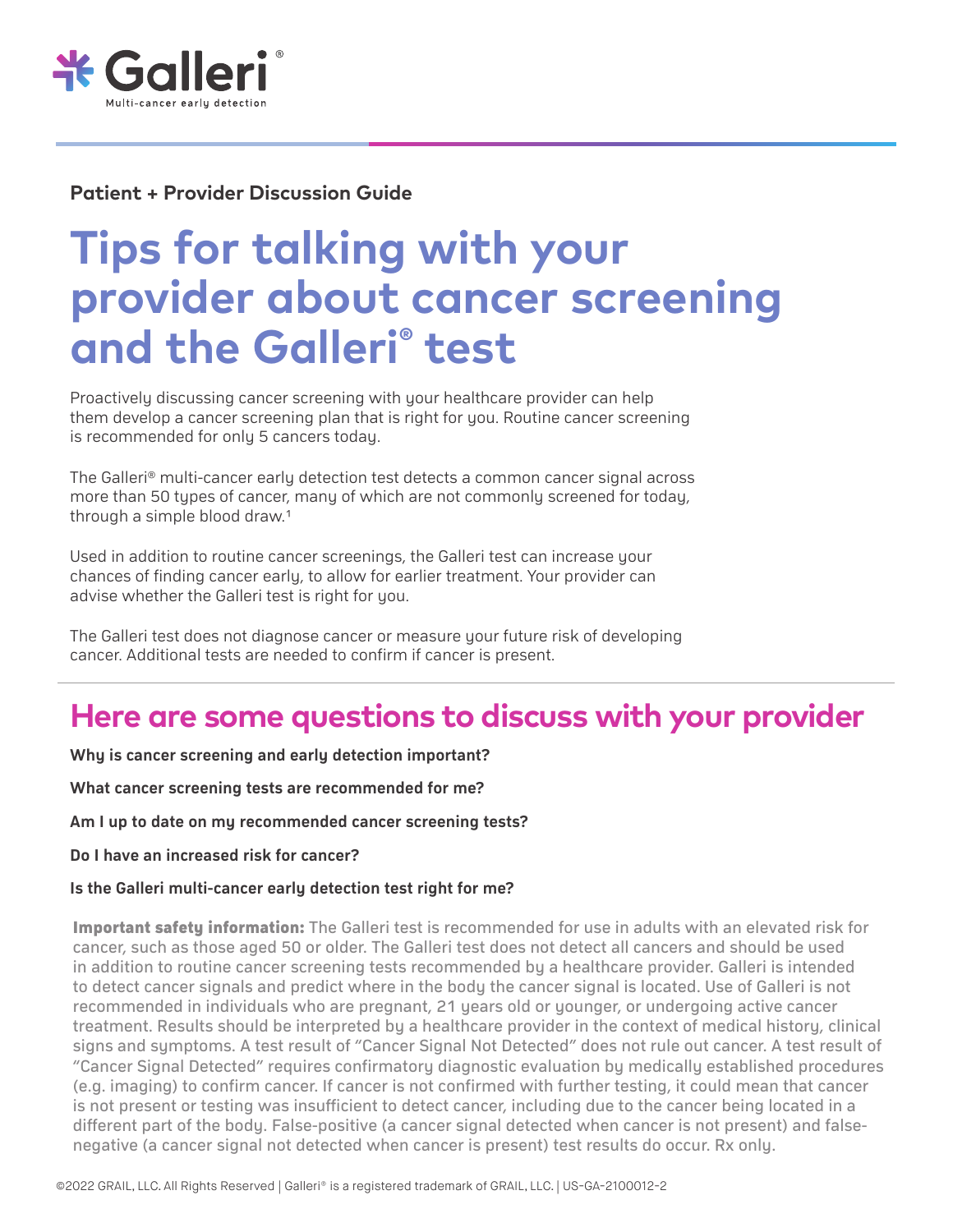Galleri®

Multi-cancer early detection

**Patient + Provider Discussion Guide**

# Tips for talking with your provider about cancer screening and the Galleri® test

Proactively discussing cancer screening with your healthcare provider can help them develop a cancer screening plan that is right for you. Routine cancer screening is recommended for only 5 cancers today.

The Galleri® multi-cancer early detection test detects a common cancer signal across more than 50 types of cancer, many of which are not commonly screened for today, through a simple blood draw.[1]

Used in addition to routine cancer screenings, the Galleri test can increase your chances of finding cancer early, to allow for earlier treatment. Your provider can advise whether the Galleri test is right for you.

The Galleri test does not diagnose cancer or measure your future risk of developing cancer. Additional tests are needed to confirm if cancer is present.

## Here are some questions to discuss with your provider

**Why is cancer screening and early detection important?**

**What cancer screening tests are recommended for me?**

**Am I up to date on my recommended cancer screening tests?**

**Do I have an increased risk for cancer?**

**Is the Galleri multi-cancer early detection test right for me?**

**Important safety information:** The Galleri test is recommended for use in adults with an elevated risk for cancer, such as those aged 50 or older. The Galleri test does not detect all cancers and should be used in addition to routine cancer screening tests recommended by a healthcare provider. Galleri is intended to detect cancer signals and predict where in the body the cancer signal is located. Use of Galleri is not recommended in individuals who are pregnant, 21 years old or younger, or undergoing active cancer treatment. Results should be interpreted by a healthcare provider in the context of medical history, clinical signs and symptoms. A test result of "Cancer Signal Not Detected" does not rule out cancer. A test result of "Cancer Signal Detected" requires confirmatory diagnostic evaluation by medically established procedures (e.g. imaging) to confirm cancer. If cancer is not confirmed with further testing, it could mean that cancer is not present or testing was insufficient to detect cancer, including due to the cancer being located in a different part of the body. False-positive (a cancer signal detected when cancer is not present) and false-negative (a cancer signal not detected when cancer is present) test results do occur. Rx only.

©2022 GRAIL, LLC. All Rights Reserved | Galleri® is a registered trademark of GRAIL, LLC. | US-GA-2100012-2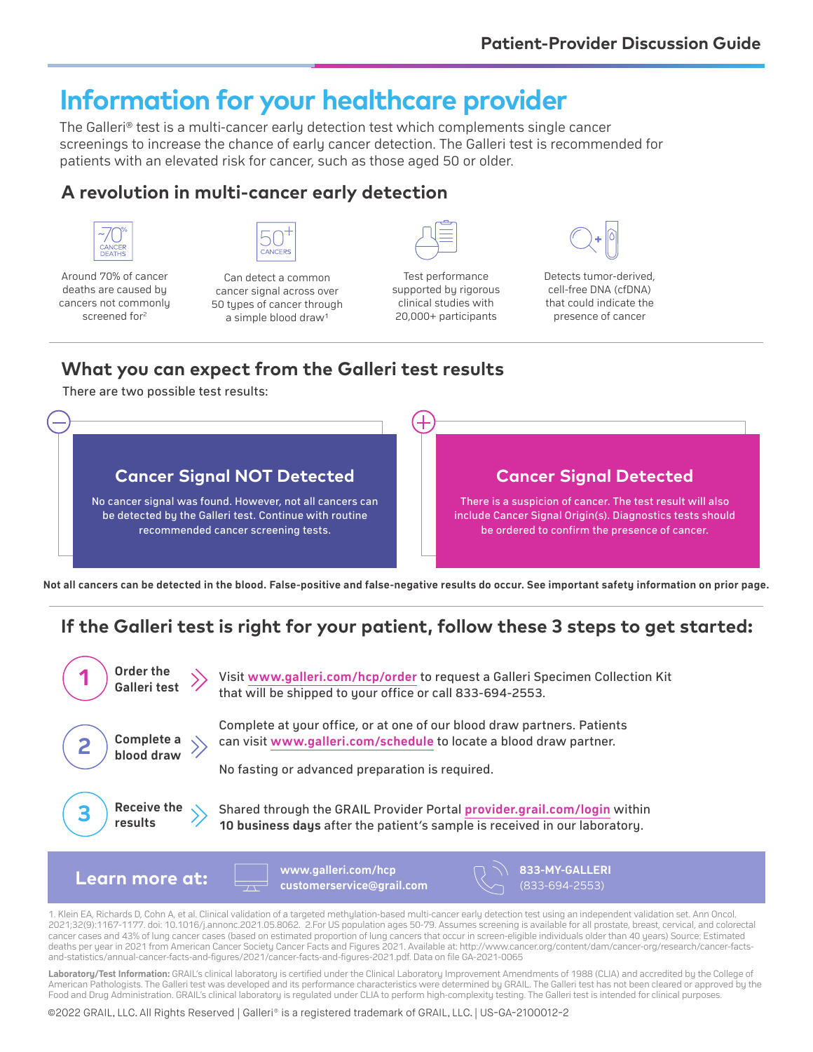Patient-Provider Discussion Guide

# Information for your healthcare provider

The Galleri® test is a multi-cancer early detection test which complements single cancer screenings to increase the chance of early cancer detection. The Galleri test is recommended for patients with an elevated risk for cancer, such as those aged 50 or older.

## A revolution in multi-cancer early detection

~70% CANCER DEATHS

Around 70% of cancer deaths are caused by cancers not commonly screened for[2]

50+ CANCERS

Can detect a common cancer signal across over 50 types of cancer through a simple blood draw[1]

Test performance supported by rigorous clinical studies with 20,000+ participants

Detects tumor-derived, cell-free DNA (cfDNA) that could indicate the presence of cancer

## What you can expect from the Galleri test results

There are two possible test results:

### Cancer Signal NOT Detected

No cancer signal was found. However, not all cancers can be detected by the Galleri test. Continue with routine recommended cancer screening tests.

### Cancer Signal Detected

There is a suspicion of cancer. The test result will also include Cancer Signal Origin(s). Diagnostics tests should be ordered to confirm the presence of cancer.

**Not all cancers can be detected in the blood. False-positive and false-negative results do occur. See important safety information on prior page.**

## If the Galleri test is right for your patient, follow these 3 steps to get started:

**1 Order the Galleri test**

Visit **www.galleri.com/hcp/order** to request a Galleri Specimen Collection Kit that will be shipped to your office or call 833-694-2553.

**2 Complete a blood draw**

Complete at your office, or at one of our blood draw partners. Patients can visit **www.galleri.com/schedule** to locate a blood draw partner.

No fasting or advanced preparation is required.

**3 Receive the results**

Shared through the GRAIL Provider Portal **provider.grail.com/login** within **10 business days** after the patient's sample is received in our laboratory.

**Learn more at:**

**www.galleri.com/hcp**
**customerservice@grail.com**

**833-MY-GALLERI**
(833-694-2553)

1. Klein EA, Richards D, Cohn A, et al. Clinical validation of a targeted methylation-based multi-cancer early detection test using an independent validation set. Ann Oncol. 2021;32(9):1167-1177. doi: 10.1016/j.annonc.2021.05.8062. 2. For US population ages 50-79. Assumes screening is available for all prostate, breast, cervical, and colorectal cancer cases and 43% of lung cancer cases (based on estimated proportion of lung cancers that occur in screen-eligible individuals older than 40 years) Source: Estimated deaths per year in 2021 from American Cancer Society Cancer Facts and Figures 2021. Available at: http://www.cancer.org/content/dam/cancer-org/research/cancer-facts-and-statistics/annual-cancer-facts-and-figures/2021/cancer-facts-and-figures-2021.pdf. Data on file GA-2021-0065

**Laboratory/Test Information:** GRAIL's clinical laboratory is certified under the Clinical Laboratory Improvement Amendments of 1988 (CLIA) and accredited by the College of American Pathologists. The Galleri test was developed and its performance characteristics were determined by GRAIL. The Galleri test has not been cleared or approved by the Food and Drug Administration. GRAIL's clinical laboratory is regulated under CLIA to perform high-complexity testing. The Galleri test is intended for clinical purposes.

©2022 GRAIL, LLC. All Rights Reserved | Galleri® is a registered trademark of GRAIL, LLC. | US-GA-2100012-2